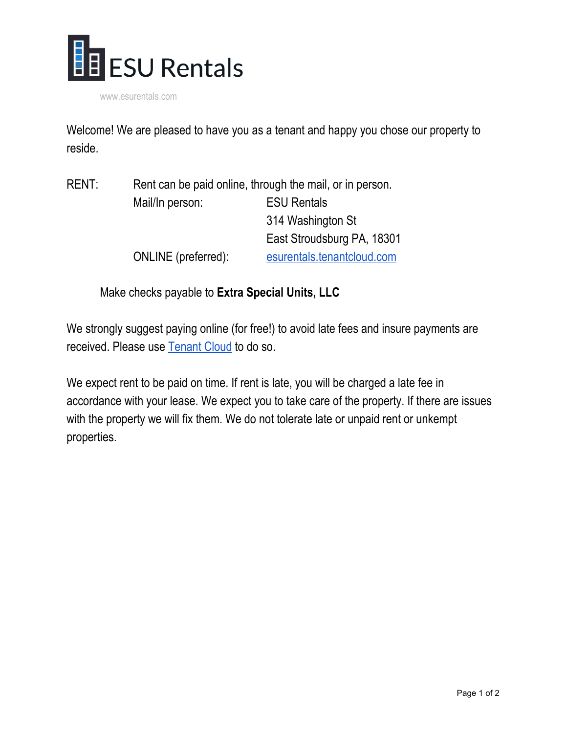# ESU Rentals

www.esurentals.com

Welcome! We are pleased to have you as a tenant and happy you chose our property to reside.

RENT: Rent can be paid online, through the mail, or in person.

Mail/In person:

ESU Rentals
314 Washington St
East Stroudsburg PA, 18301

ONLINE (preferred): esurentals.tenantcloud.com

Make checks payable to **Extra Special Units, LLC**

We strongly suggest paying online (for free!) to avoid late fees and insure payments are received. Please use Tenant Cloud to do so.

We expect rent to be paid on time. If rent is late, you will be charged a late fee in accordance with your lease. We expect you to take care of the property. If there are issues with the property we will fix them. We do not tolerate late or unpaid rent or unkempt properties.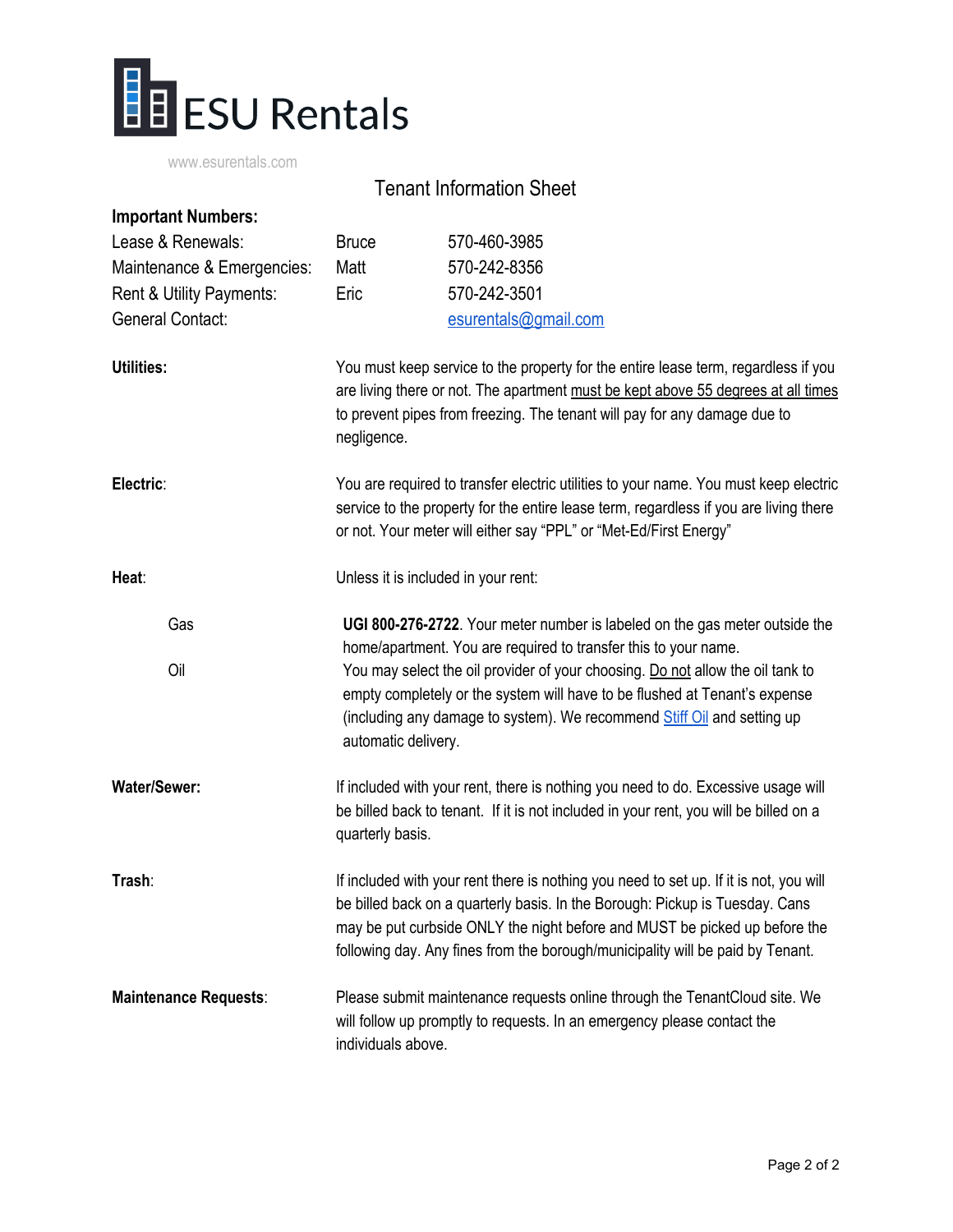# ESU Rentals

www.esurentals.com

## Tenant Information Sheet

**Important Numbers:**

| | | |
|---|---|---|
| Lease & Renewals: | Bruce | 570-460-3985 |
| Maintenance & Emergencies: | Matt | 570-242-8356 |
| Rent & Utility Payments: | Eric | 570-242-3501 |
| General Contact: | | esurentals@gmail.com |

**Utilities:** You must keep service to the property for the entire lease term, regardless if you are living there or not. The apartment must be kept above 55 degrees at all times to prevent pipes from freezing. The tenant will pay for any damage due to negligence.

**Electric:** You are required to transfer electric utilities to your name. You must keep electric service to the property for the entire lease term, regardless if you are living there or not. Your meter will either say "PPL" or "Met-Ed/First Energy"

**Heat:** Unless it is included in your rent:

- Gas: **UGI 800-276-2722**. Your meter number is labeled on the gas meter outside the home/apartment. You are required to transfer this to your name.
- Oil: You may select the oil provider of your choosing. Do not allow the oil tank to empty completely or the system will have to be flushed at Tenant's expense (including any damage to system). We recommend Stiff Oil and setting up automatic delivery.

**Water/Sewer:** If included with your rent, there is nothing you need to do. Excessive usage will be billed back to tenant. If it is not included in your rent, you will be billed on a quarterly basis.

**Trash:** If included with your rent there is nothing you need to set up. If it is not, you will be billed back on a quarterly basis. In the Borough: Pickup is Tuesday. Cans may be put curbside ONLY the night before and MUST be picked up before the following day. Any fines from the borough/municipality will be paid by Tenant.

**Maintenance Requests:** Please submit maintenance requests online through the TenantCloud site. We will follow up promptly to requests. In an emergency please contact the individuals above.